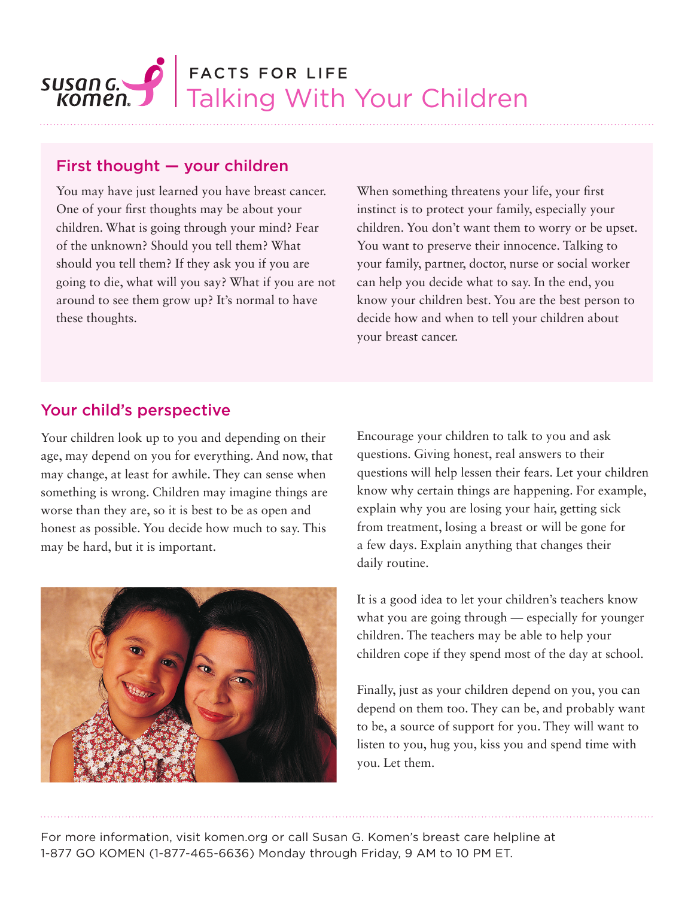# FACTS FOR LIFE
# Talking With Your Children

## First thought — your children

You may have just learned you have breast cancer. One of your first thoughts may be about your children. What is going through your mind? Fear of the unknown? Should you tell them? What should you tell them? If they ask you if you are going to die, what will you say? What if you are not around to see them grow up? It's normal to have these thoughts.

When something threatens your life, your first instinct is to protect your family, especially your children. You don't want them to worry or be upset. You want to preserve their innocence. Talking to your family, partner, doctor, nurse or social worker can help you decide what to say. In the end, you know your children best. You are the best person to decide how and when to tell your children about your breast cancer.

## Your child's perspective

Your children look up to you and depending on their age, may depend on you for everything. And now, that may change, at least for awhile. They can sense when something is wrong. Children may imagine things are worse than they are, so it is best to be as open and honest as possible. You decide how much to say. This may be hard, but it is important.

Encourage your children to talk to you and ask questions. Giving honest, real answers to their questions will help lessen their fears. Let your children know why certain things are happening. For example, explain why you are losing your hair, getting sick from treatment, losing a breast or will be gone for a few days. Explain anything that changes their daily routine.

It is a good idea to let your children's teachers know what you are going through — especially for younger children. The teachers may be able to help your children cope if they spend most of the day at school.

Finally, just as your children depend on you, you can depend on them too. They can be, and probably want to be, a source of support for you. They will want to listen to you, hug you, kiss you and spend time with you. Let them.

For more information, visit komen.org or call Susan G. Komen's breast care helpline at 1-877 GO KOMEN (1-877-465-6636) Monday through Friday, 9 AM to 10 PM ET.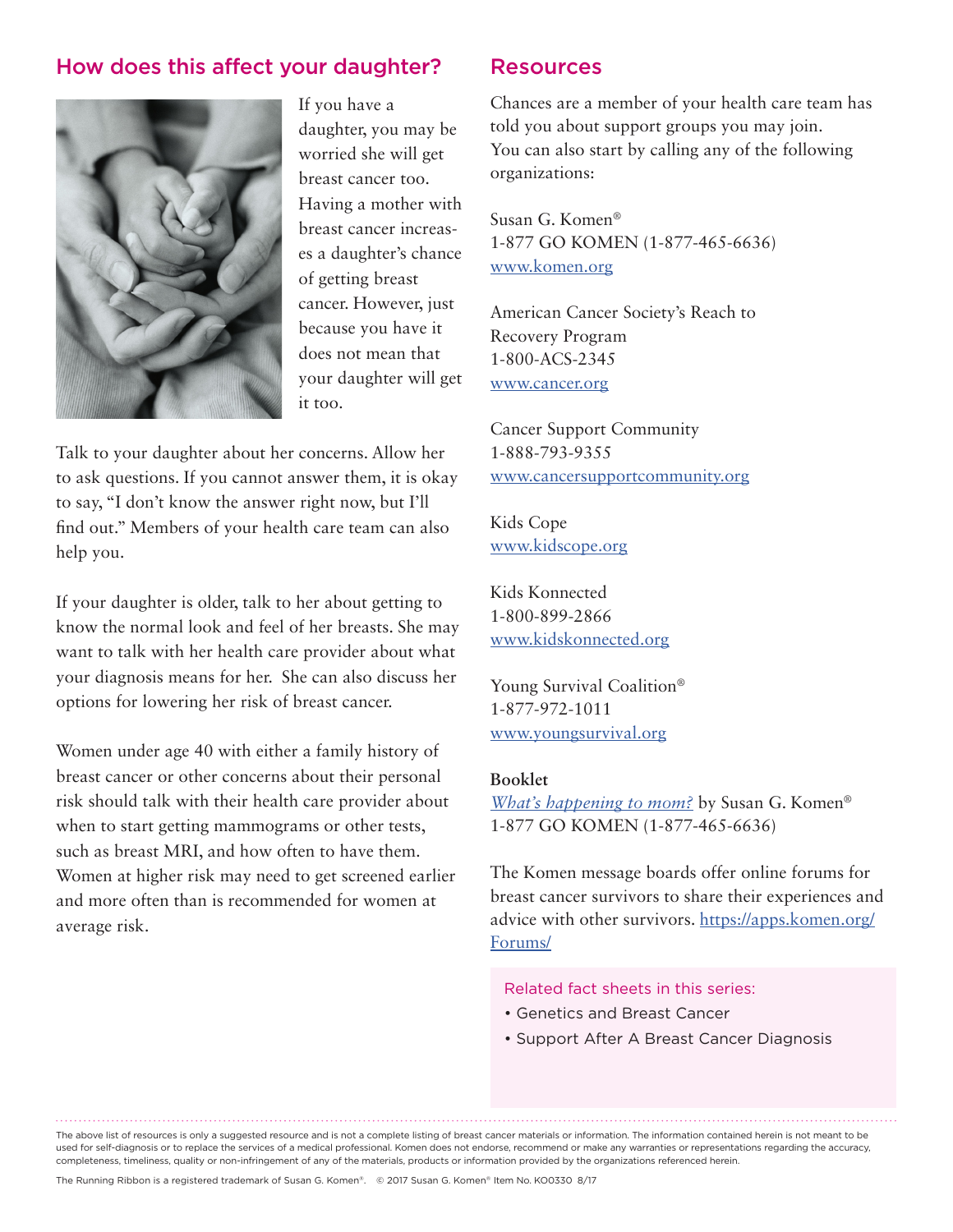## How does this affect your daughter?

If you have a daughter, you may be worried she will get breast cancer too. Having a mother with breast cancer increases a daughter's chance of getting breast cancer. However, just because you have it does not mean that your daughter will get it too.

Talk to your daughter about her concerns. Allow her to ask questions. If you cannot answer them, it is okay to say, "I don't know the answer right now, but I'll find out." Members of your health care team can also help you.

If your daughter is older, talk to her about getting to know the normal look and feel of her breasts. She may want to talk with her health care provider about what your diagnosis means for her. She can also discuss her options for lowering her risk of breast cancer.

Women under age 40 with either a family history of breast cancer or other concerns about their personal risk should talk with their health care provider about when to start getting mammograms or other tests, such as breast MRI, and how often to have them. Women at higher risk may need to get screened earlier and more often than is recommended for women at average risk.

## Resources

Chances are a member of your health care team has told you about support groups you may join. You can also start by calling any of the following organizations:

Susan G. Komen®
1-877 GO KOMEN (1-877-465-6636)
www.komen.org

American Cancer Society's Reach to Recovery Program
1-800-ACS-2345
www.cancer.org

Cancer Support Community
1-888-793-9355
www.cancersupportcommunity.org

Kids Cope
www.kidscope.org

Kids Konnected
1-800-899-2866
www.kidskonnected.org

Young Survival Coalition®
1-877-972-1011
www.youngsurvival.org

**Booklet**
*What's happening to mom?* by Susan G. Komen®
1-877 GO KOMEN (1-877-465-6636)

The Komen message boards offer online forums for breast cancer survivors to share their experiences and advice with other survivors. https://apps.komen.org/Forums/

Related fact sheets in this series:

- Genetics and Breast Cancer
- Support After A Breast Cancer Diagnosis

The above list of resources is only a suggested resource and is not a complete listing of breast cancer materials or information. The information contained herein is not meant to be used for self-diagnosis or to replace the services of a medical professional. Komen does not endorse, recommend or make any warranties or representations regarding the accuracy, completeness, timeliness, quality or non-infringement of any of the materials, products or information provided by the organizations referenced herein.

The Running Ribbon is a registered trademark of Susan G. Komen®. © 2017 Susan G. Komen® Item No. KO0330 8/17